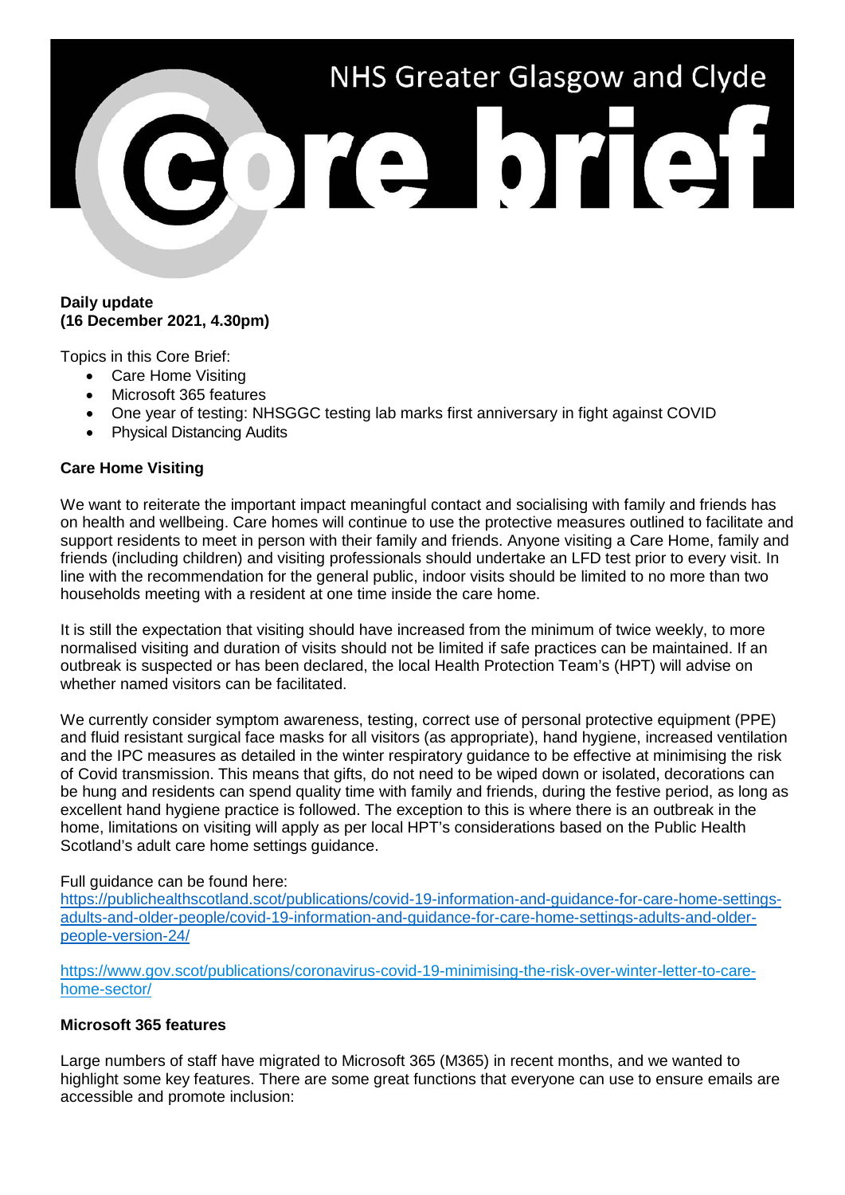NHS Greater Glasgow and Clyde

# Core brief

**Daily update**
**(16 December 2021, 4.30pm)**

Topics in this Core Brief:

- Care Home Visiting
- Microsoft 365 features
- One year of testing: NHSGGC testing lab marks first anniversary in fight against COVID
- Physical Distancing Audits

## Care Home Visiting

We want to reiterate the important impact meaningful contact and socialising with family and friends has on health and wellbeing. Care homes will continue to use the protective measures outlined to facilitate and support residents to meet in person with their family and friends. Anyone visiting a Care Home, family and friends (including children) and visiting professionals should undertake an LFD test prior to every visit. In line with the recommendation for the general public, indoor visits should be limited to no more than two households meeting with a resident at one time inside the care home.

It is still the expectation that visiting should have increased from the minimum of twice weekly, to more normalised visiting and duration of visits should not be limited if safe practices can be maintained. If an outbreak is suspected or has been declared, the local Health Protection Team's (HPT) will advise on whether named visitors can be facilitated.

We currently consider symptom awareness, testing, correct use of personal protective equipment (PPE) and fluid resistant surgical face masks for all visitors (as appropriate), hand hygiene, increased ventilation and the IPC measures as detailed in the winter respiratory guidance to be effective at minimising the risk of Covid transmission. This means that gifts, do not need to be wiped down or isolated, decorations can be hung and residents can spend quality time with family and friends, during the festive period, as long as excellent hand hygiene practice is followed. The exception to this is where there is an outbreak in the home, limitations on visiting will apply as per local HPT's considerations based on the Public Health Scotland's adult care home settings guidance.

Full guidance can be found here:
[https://publichealthscotland.scot/publications/covid-19-information-and-guidance-for-care-home-settings-adults-and-older-people/covid-19-information-and-guidance-for-care-home-settings-adults-and-older-people-version-24/](https://publichealthscotland.scot/publications/covid-19-information-and-guidance-for-care-home-settings-adults-and-older-people/covid-19-information-and-guidance-for-care-home-settings-adults-and-older-people-version-24/)

[https://www.gov.scot/publications/coronavirus-covid-19-minimising-the-risk-over-winter-letter-to-care-home-sector/](https://www.gov.scot/publications/coronavirus-covid-19-minimising-the-risk-over-winter-letter-to-care-home-sector/)

## Microsoft 365 features

Large numbers of staff have migrated to Microsoft 365 (M365) in recent months, and we wanted to highlight some key features. There are some great functions that everyone can use to ensure emails are accessible and promote inclusion: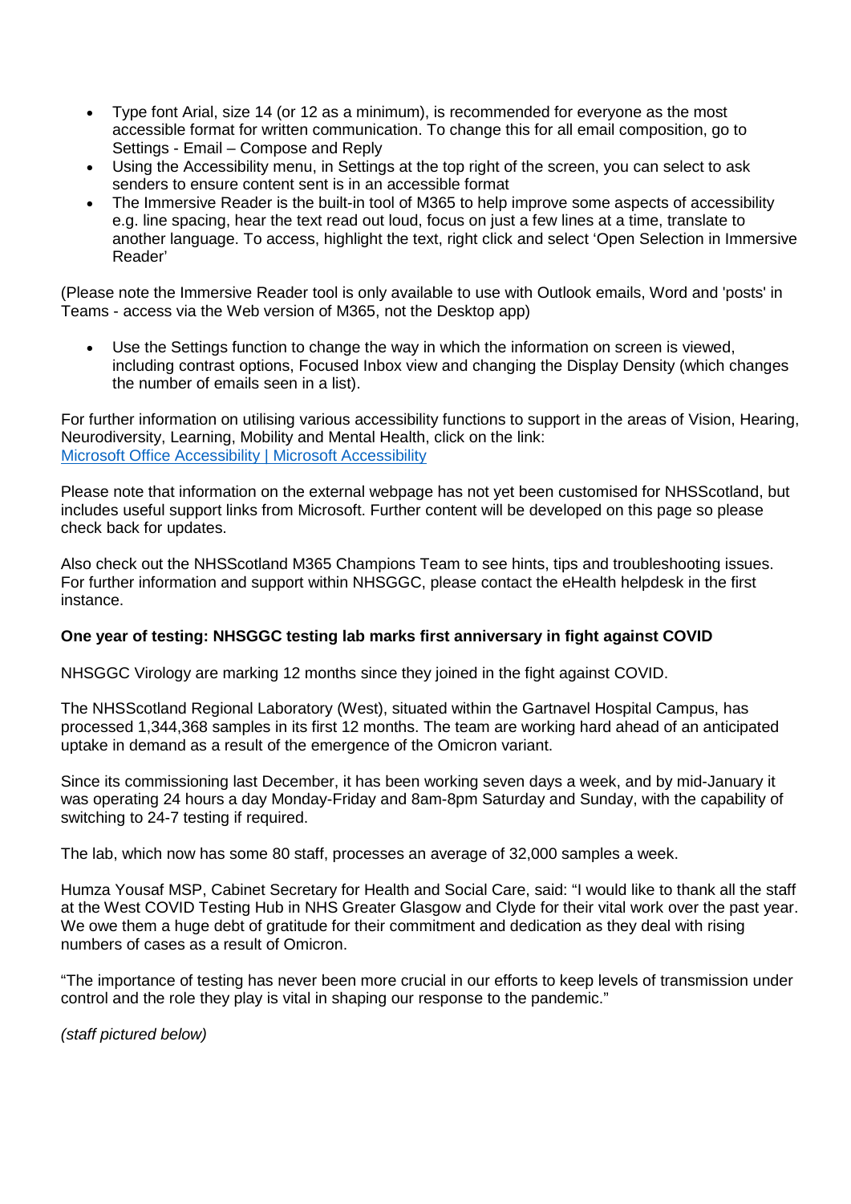- Type font Arial, size 14 (or 12 as a minimum), is recommended for everyone as the most accessible format for written communication. To change this for all email composition, go to Settings - Email – Compose and Reply
- Using the Accessibility menu, in Settings at the top right of the screen, you can select to ask senders to ensure content sent is in an accessible format
- The Immersive Reader is the built-in tool of M365 to help improve some aspects of accessibility e.g. line spacing, hear the text read out loud, focus on just a few lines at a time, translate to another language. To access, highlight the text, right click and select 'Open Selection in Immersive Reader'

(Please note the Immersive Reader tool is only available to use with Outlook emails, Word and 'posts' in Teams - access via the Web version of M365, not the Desktop app)

- Use the Settings function to change the way in which the information on screen is viewed, including contrast options, Focused Inbox view and changing the Display Density (which changes the number of emails seen in a list).

For further information on utilising various accessibility functions to support in the areas of Vision, Hearing, Neurodiversity, Learning, Mobility and Mental Health, click on the link:
[Microsoft Office Accessibility | Microsoft Accessibility]()

Please note that information on the external webpage has not yet been customised for NHSScotland, but includes useful support links from Microsoft. Further content will be developed on this page so please check back for updates.

Also check out the NHSScotland M365 Champions Team to see hints, tips and troubleshooting issues. For further information and support within NHSGGC, please contact the eHealth helpdesk in the first instance.

**One year of testing: NHSGGC testing lab marks first anniversary in fight against COVID**

NHSGGC Virology are marking 12 months since they joined in the fight against COVID.

The NHSScotland Regional Laboratory (West), situated within the Gartnavel Hospital Campus, has processed 1,344,368 samples in its first 12 months. The team are working hard ahead of an anticipated uptake in demand as a result of the emergence of the Omicron variant.

Since its commissioning last December, it has been working seven days a week, and by mid-January it was operating 24 hours a day Monday-Friday and 8am-8pm Saturday and Sunday, with the capability of switching to 24-7 testing if required.

The lab, which now has some 80 staff, processes an average of 32,000 samples a week.

Humza Yousaf MSP, Cabinet Secretary for Health and Social Care, said: "I would like to thank all the staff at the West COVID Testing Hub in NHS Greater Glasgow and Clyde for their vital work over the past year. We owe them a huge debt of gratitude for their commitment and dedication as they deal with rising numbers of cases as a result of Omicron.

"The importance of testing has never been more crucial in our efforts to keep levels of transmission under control and the role they play is vital in shaping our response to the pandemic."

*(staff pictured below)*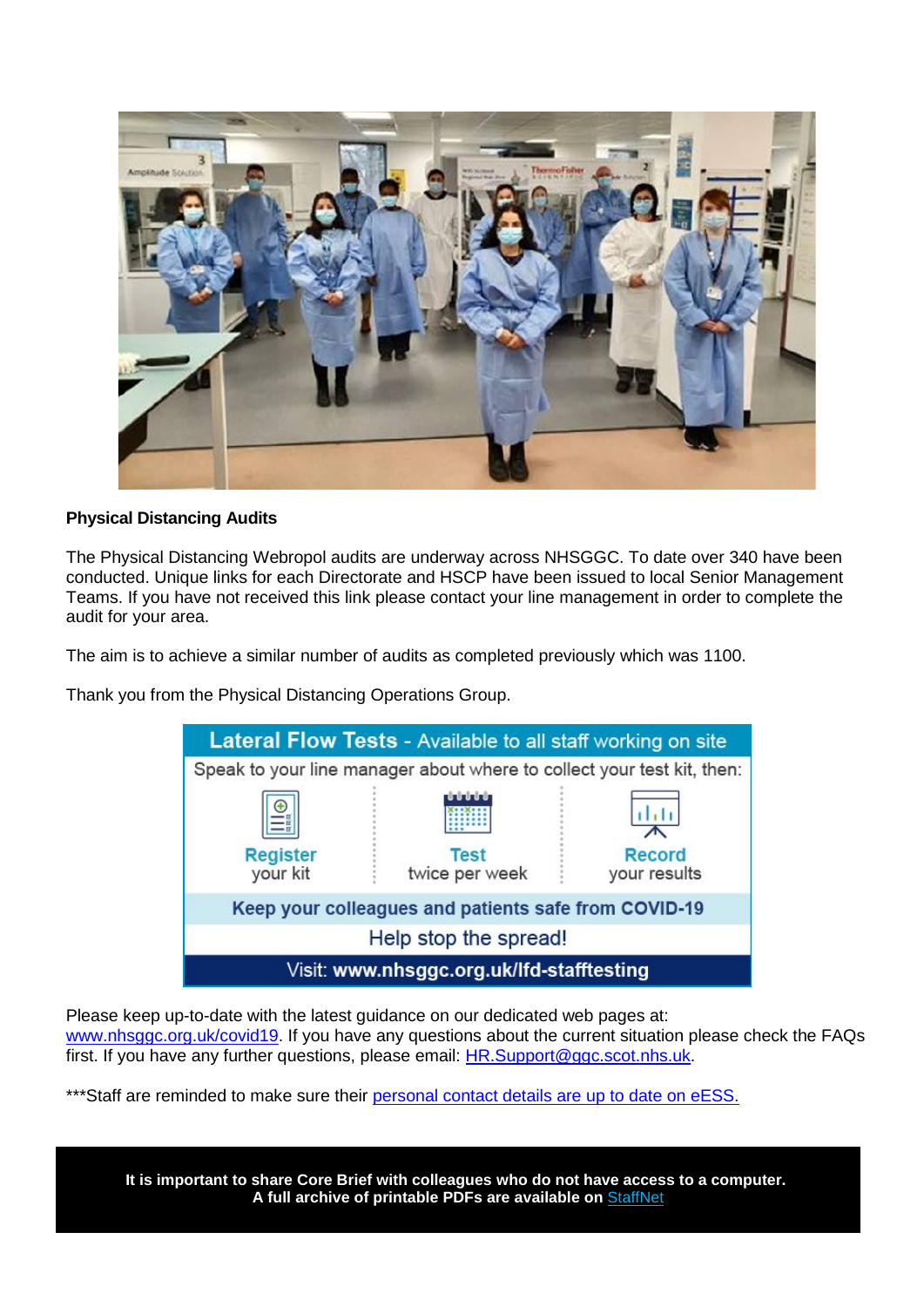**Physical Distancing Audits**

The Physical Distancing Webropol audits are underway across NHSGGC. To date over 340 have been conducted. Unique links for each Directorate and HSCP have been issued to local Senior Management Teams. If you have not received this link please contact your line management in order to complete the audit for your area.

The aim is to achieve a similar number of audits as completed previously which was 1100.

Thank you from the Physical Distancing Operations Group.

**Lateral Flow Tests** - Available to all staff working on site

Speak to your line manager about where to collect your test kit, then:

**Register** your kit

**Test** twice per week

**Record** your results

**Keep your colleagues and patients safe from COVID-19**

Help stop the spread!

Visit: **www.nhsggc.org.uk/lfd-stafftesting**

Please keep up-to-date with the latest guidance on our dedicated web pages at: www.nhsggc.org.uk/covid19. If you have any questions about the current situation please check the FAQs first. If you have any further questions, please email: HR.Support@ggc.scot.nhs.uk.

***Staff are reminded to make sure their personal contact details are up to date on eESS.

**It is important to share Core Brief with colleagues who do not have access to a computer.**
**A full archive of printable PDFs are available on** StaffNet